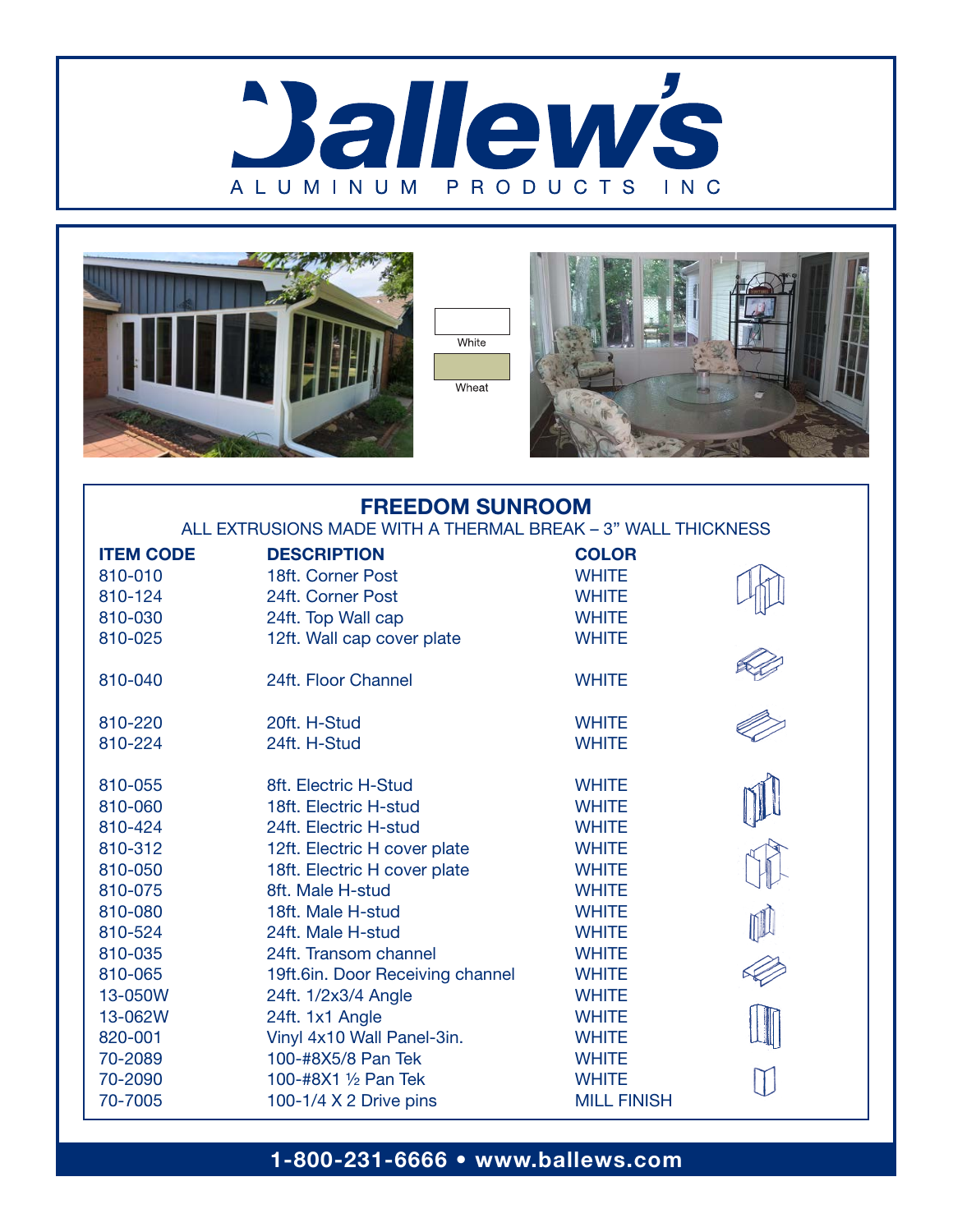# Ballew's

ALUMINUM PRODUCTS INC

White

Wheat

## FREEDOM SUNROOM

ALL EXTRUSIONS MADE WITH A THERMAL BREAK – 3" WALL THICKNESS

| ITEM CODE | DESCRIPTION | COLOR |
|---|---|---|
| 810-010 | 18ft. Corner Post | WHITE |
| 810-124 | 24ft. Corner Post | WHITE |
| 810-030 | 24ft. Top Wall cap | WHITE |
| 810-025 | 12ft. Wall cap cover plate | WHITE |
| 810-040 | 24ft. Floor Channel | WHITE |
| 810-220 | 20ft. H-Stud | WHITE |
| 810-224 | 24ft. H-Stud | WHITE |
| 810-055 | 8ft. Electric H-Stud | WHITE |
| 810-060 | 18ft. Electric H-stud | WHITE |
| 810-424 | 24ft. Electric H-stud | WHITE |
| 810-312 | 12ft. Electric H cover plate | WHITE |
| 810-050 | 18ft. Electric H cover plate | WHITE |
| 810-075 | 8ft. Male H-stud | WHITE |
| 810-080 | 18ft. Male H-stud | WHITE |
| 810-524 | 24ft. Male H-stud | WHITE |
| 810-035 | 24ft. Transom channel | WHITE |
| 810-065 | 19ft.6in. Door Receiving channel | WHITE |
| 13-050W | 24ft. 1/2x3/4 Angle | WHITE |
| 13-062W | 24ft. 1x1 Angle | WHITE |
| 820-001 | Vinyl 4x10 Wall Panel-3in. | WHITE |
| 70-2089 | 100-#8X5/8 Pan Tek | WHITE |
| 70-2090 | 100-#8X1 ½ Pan Tek | WHITE |
| 70-7005 | 100-1/4 X 2 Drive pins | MILL FINISH |

**1-800-231-6666 • www.ballews.com**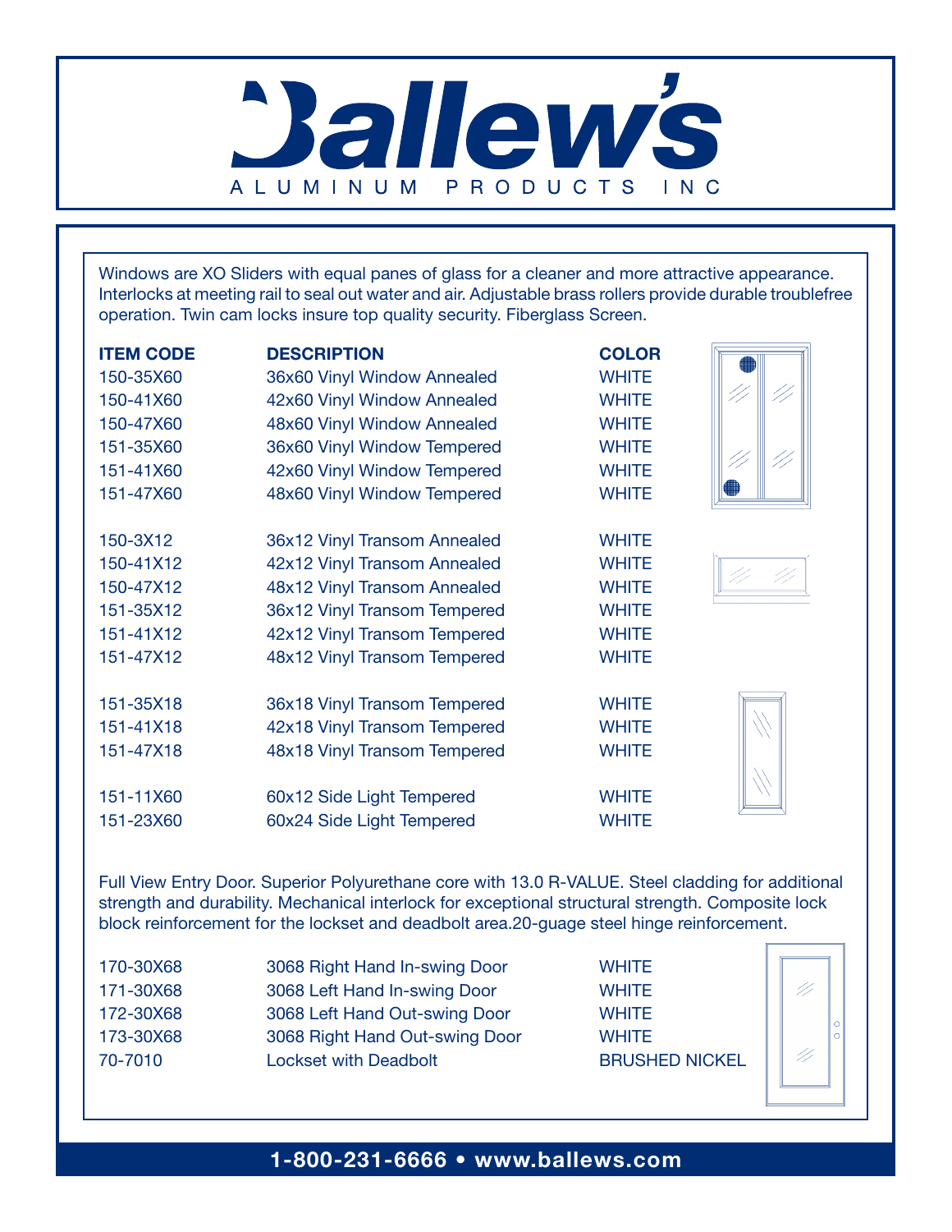# Ballew's

ALUMINUM PRODUCTS INC

Windows are XO Sliders with equal panes of glass for a cleaner and more attractive appearance. Interlocks at meeting rail to seal out water and air. Adjustable brass rollers provide durable troublefree operation. Twin cam locks insure top quality security. Fiberglass Screen.

| ITEM CODE | DESCRIPTION | COLOR |
|---|---|---|
| 150-35X60 | 36x60 Vinyl Window Annealed | WHITE |
| 150-41X60 | 42x60 Vinyl Window Annealed | WHITE |
| 150-47X60 | 48x60 Vinyl Window Annealed | WHITE |
| 151-35X60 | 36x60 Vinyl Window Tempered | WHITE |
| 151-41X60 | 42x60 Vinyl Window Tempered | WHITE |
| 151-47X60 | 48x60 Vinyl Window Tempered | WHITE |
| 150-3X12 | 36x12 Vinyl Transom Annealed | WHITE |
| 150-41X12 | 42x12 Vinyl Transom Annealed | WHITE |
| 150-47X12 | 48x12 Vinyl Transom Annealed | WHITE |
| 151-35X12 | 36x12 Vinyl Transom Tempered | WHITE |
| 151-41X12 | 42x12 Vinyl Transom Tempered | WHITE |
| 151-47X12 | 48x12 Vinyl Transom Tempered | WHITE |
| 151-35X18 | 36x18 Vinyl Transom Tempered | WHITE |
| 151-41X18 | 42x18 Vinyl Transom Tempered | WHITE |
| 151-47X18 | 48x18 Vinyl Transom Tempered | WHITE |
| 151-11X60 | 60x12 Side Light Tempered | WHITE |
| 151-23X60 | 60x24 Side Light Tempered | WHITE |

Full View Entry Door. Superior Polyurethane core with 13.0 R-VALUE. Steel cladding for additional strength and durability. Mechanical interlock for exceptional structural strength. Composite lock block reinforcement for the lockset and deadbolt area.20-guage steel hinge reinforcement.

| ITEM CODE | DESCRIPTION | COLOR |
|---|---|---|
| 170-30X68 | 3068 Right Hand In-swing Door | WHITE |
| 171-30X68 | 3068 Left Hand In-swing Door | WHITE |
| 172-30X68 | 3068 Left Hand Out-swing Door | WHITE |
| 173-30X68 | 3068 Right Hand Out-swing Door | WHITE |
| 70-7010 | Lockset with Deadbolt | BRUSHED NICKEL |

**1-800-231-6666 • www.ballews.com**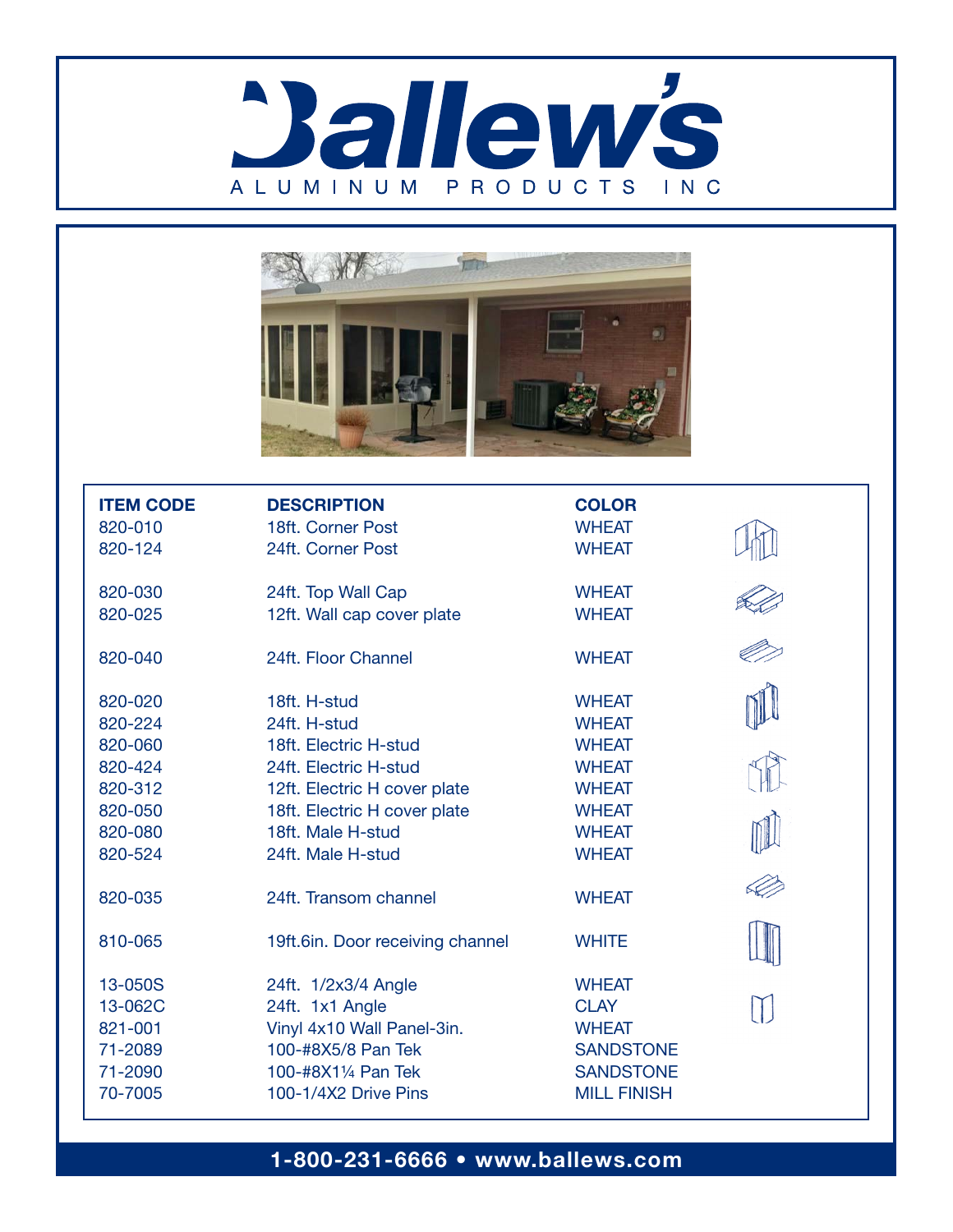# Ballew's

ALUMINUM PRODUCTS INC

| ITEM CODE | DESCRIPTION | COLOR |
|---|---|---|
| 820-010 | 18ft. Corner Post | WHEAT |
| 820-124 | 24ft. Corner Post | WHEAT |
| 820-030 | 24ft. Top Wall Cap | WHEAT |
| 820-025 | 12ft. Wall cap cover plate | WHEAT |
| 820-040 | 24ft. Floor Channel | WHEAT |
| 820-020 | 18ft. H-stud | WHEAT |
| 820-224 | 24ft. H-stud | WHEAT |
| 820-060 | 18ft. Electric H-stud | WHEAT |
| 820-424 | 24ft. Electric H-stud | WHEAT |
| 820-312 | 12ft. Electric H cover plate | WHEAT |
| 820-050 | 18ft. Electric H cover plate | WHEAT |
| 820-080 | 18ft. Male H-stud | WHEAT |
| 820-524 | 24ft. Male H-stud | WHEAT |
| 820-035 | 24ft. Transom channel | WHEAT |
| 810-065 | 19ft.6in. Door receiving channel | WHITE |
| 13-050S | 24ft. 1/2x3/4 Angle | WHEAT |
| 13-062C | 24ft. 1x1 Angle | CLAY |
| 821-001 | Vinyl 4x10 Wall Panel-3in. | WHEAT |
| 71-2089 | 100-#8X5/8 Pan Tek | SANDSTONE |
| 71-2090 | 100-#8X1¼ Pan Tek | SANDSTONE |
| 70-7005 | 100-1/4X2 Drive Pins | MILL FINISH |

**1-800-231-6666 • www.ballews.com**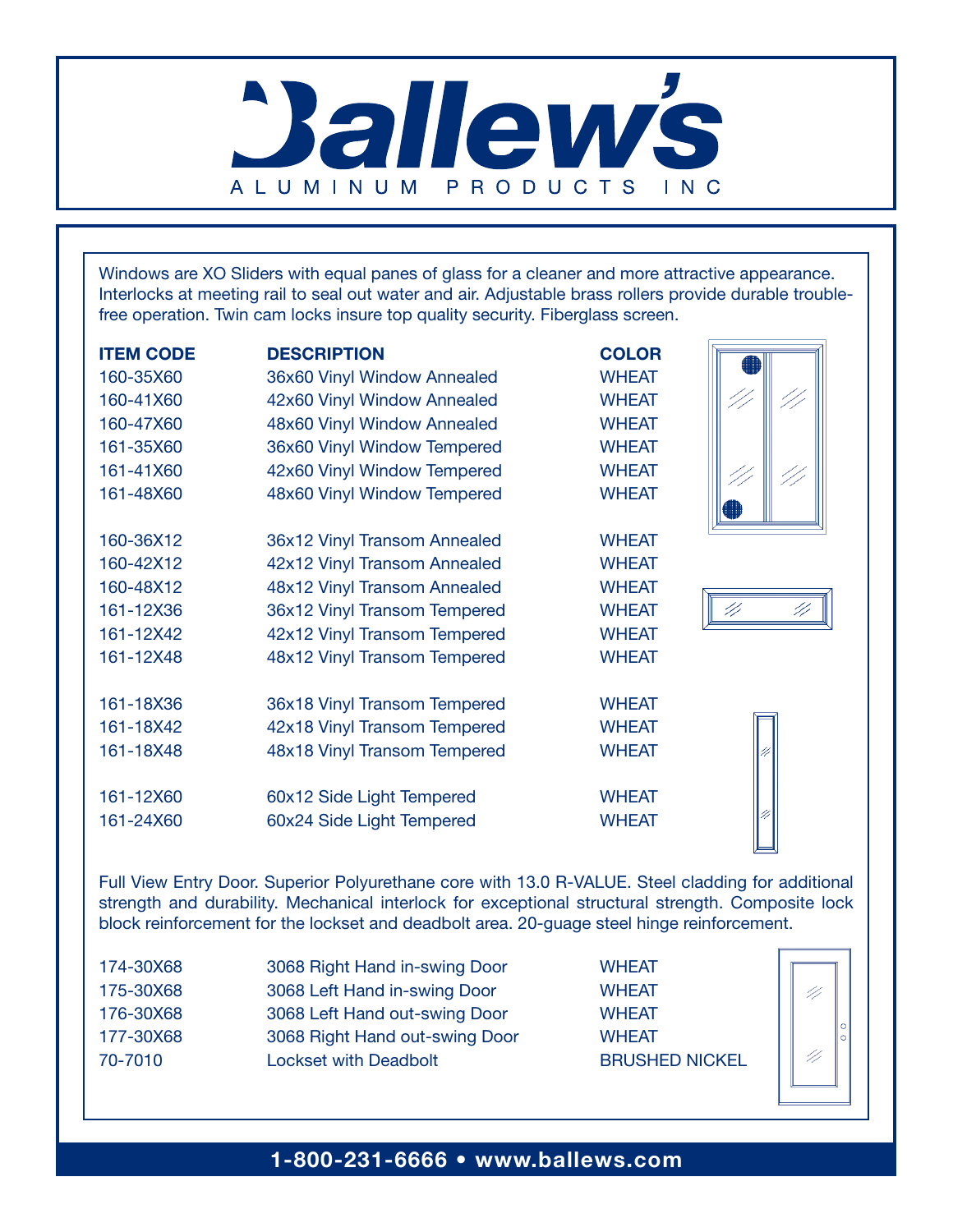# Ballew's

ALUMINUM PRODUCTS INC

Windows are XO Sliders with equal panes of glass for a cleaner and more attractive appearance. Interlocks at meeting rail to seal out water and air. Adjustable brass rollers provide durable trouble-free operation. Twin cam locks insure top quality security. Fiberglass screen.

| ITEM CODE | DESCRIPTION | COLOR |
|---|---|---|
| 160-35X60 | 36x60 Vinyl Window Annealed | WHEAT |
| 160-41X60 | 42x60 Vinyl Window Annealed | WHEAT |
| 160-47X60 | 48x60 Vinyl Window Annealed | WHEAT |
| 161-35X60 | 36x60 Vinyl Window Tempered | WHEAT |
| 161-41X60 | 42x60 Vinyl Window Tempered | WHEAT |
| 161-48X60 | 48x60 Vinyl Window Tempered | WHEAT |
| 160-36X12 | 36x12 Vinyl Transom Annealed | WHEAT |
| 160-42X12 | 42x12 Vinyl Transom Annealed | WHEAT |
| 160-48X12 | 48x12 Vinyl Transom Annealed | WHEAT |
| 161-12X36 | 36x12 Vinyl Transom Tempered | WHEAT |
| 161-12X42 | 42x12 Vinyl Transom Tempered | WHEAT |
| 161-12X48 | 48x12 Vinyl Transom Tempered | WHEAT |
| 161-18X36 | 36x18 Vinyl Transom Tempered | WHEAT |
| 161-18X42 | 42x18 Vinyl Transom Tempered | WHEAT |
| 161-18X48 | 48x18 Vinyl Transom Tempered | WHEAT |
| 161-12X60 | 60x12 Side Light Tempered | WHEAT |
| 161-24X60 | 60x24 Side Light Tempered | WHEAT |

Full View Entry Door. Superior Polyurethane core with 13.0 R-VALUE. Steel cladding for additional strength and durability. Mechanical interlock for exceptional structural strength. Composite lock block reinforcement for the lockset and deadbolt area. 20-guage steel hinge reinforcement.

| | | |
|---|---|---|
| 174-30X68 | 3068 Right Hand in-swing Door | WHEAT |
| 175-30X68 | 3068 Left Hand in-swing Door | WHEAT |
| 176-30X68 | 3068 Left Hand out-swing Door | WHEAT |
| 177-30X68 | 3068 Right Hand out-swing Door | WHEAT |
| 70-7010 | Lockset with Deadbolt | BRUSHED NICKEL |

**1-800-231-6666 • www.ballews.com**